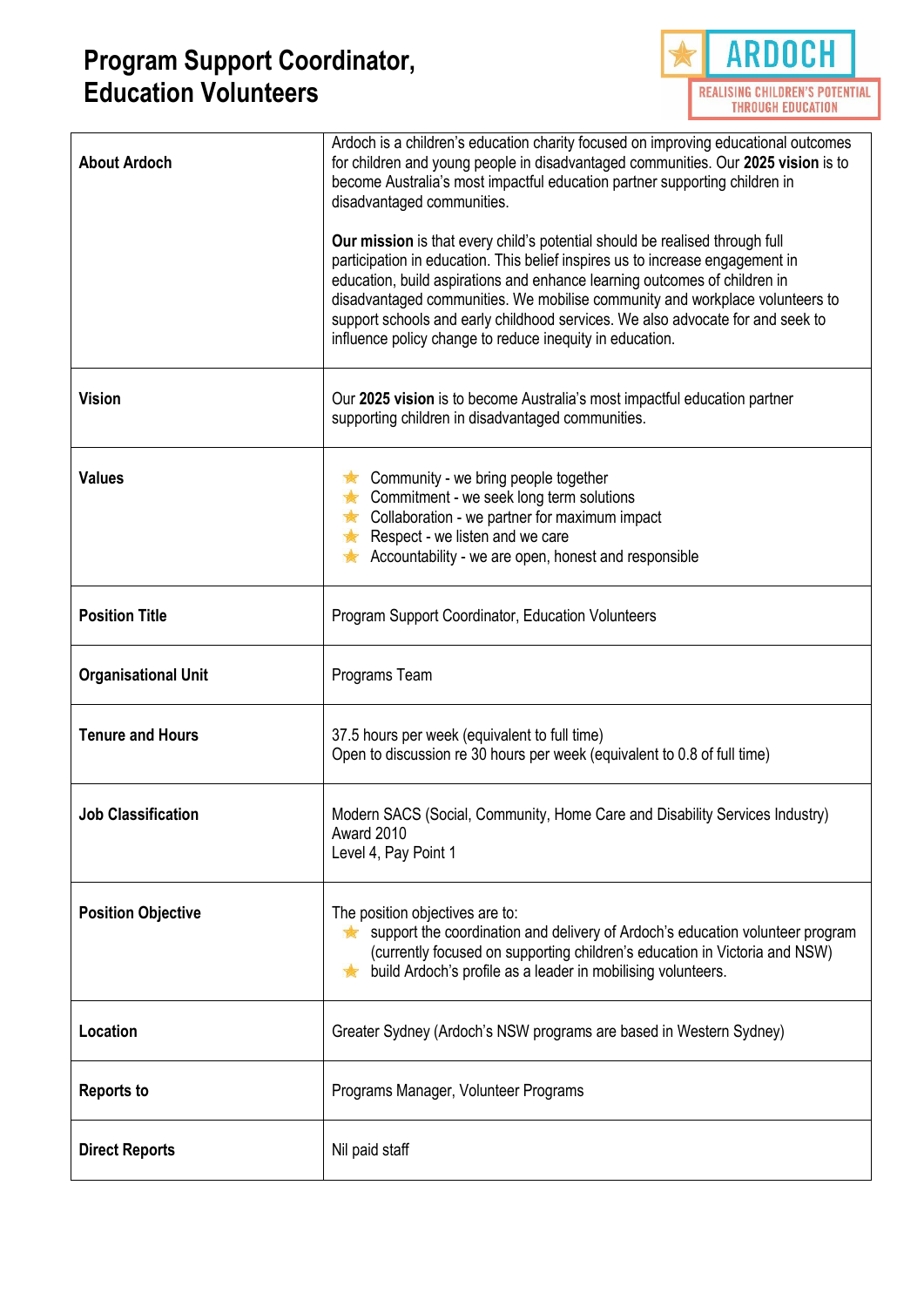# Program Support Coordinator, Education Volunteers

ARDOCH
REALISING CHILDREN'S POTENTIAL THROUGH EDUCATION

| | |
|---|---|
| **About Ardoch** | Ardoch is a children's education charity focused on improving educational outcomes for children and young people in disadvantaged communities. Our **2025 vision** is to become Australia's most impactful education partner supporting children in disadvantaged communities.<br><br>**Our mission** is that every child's potential should be realised through full participation in education. This belief inspires us to increase engagement in education, build aspirations and enhance learning outcomes of children in disadvantaged communities. We mobilise community and workplace volunteers to support schools and early childhood services. We also advocate for and seek to influence policy change to reduce inequity in education. |
| **Vision** | Our **2025 vision** is to become Australia's most impactful education partner supporting children in disadvantaged communities. |
| **Values** | - Community - we bring people together<br>- Commitment - we seek long term solutions<br>- Collaboration - we partner for maximum impact<br>- Respect - we listen and we care<br>- Accountability - we are open, honest and responsible |
| **Position Title** | Program Support Coordinator, Education Volunteers |
| **Organisational Unit** | Programs Team |
| **Tenure and Hours** | 37.5 hours per week (equivalent to full time)<br>Open to discussion re 30 hours per week (equivalent to 0.8 of full time) |
| **Job Classification** | Modern SACS (Social, Community, Home Care and Disability Services Industry) Award 2010<br>Level 4, Pay Point 1 |
| **Position Objective** | The position objectives are to:<br>- support the coordination and delivery of Ardoch's education volunteer program (currently focused on supporting children's education in Victoria and NSW)<br>- build Ardoch's profile as a leader in mobilising volunteers. |
| **Location** | Greater Sydney (Ardoch's NSW programs are based in Western Sydney) |
| **Reports to** | Programs Manager, Volunteer Programs |
| **Direct Reports** | Nil paid staff |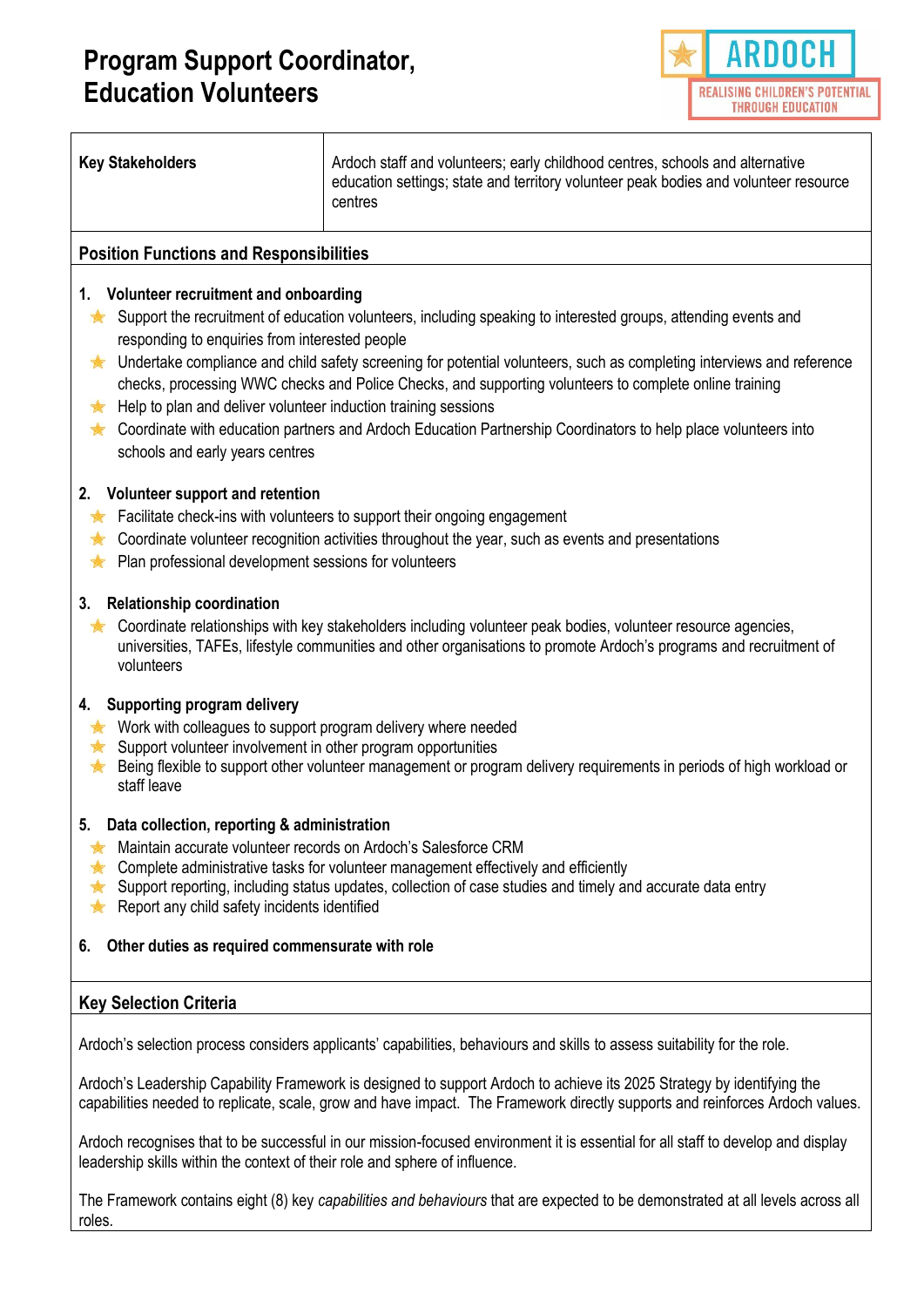# Program Support Coordinator, Education Volunteers

| Key Stakeholders | Ardoch staff and volunteers; early childhood centres, schools and alternative education settings; state and territory volunteer peak bodies and volunteer resource centres |
|---|---|

## Position Functions and Responsibilities

### 1. Volunteer recruitment and onboarding

- Support the recruitment of education volunteers, including speaking to interested groups, attending events and responding to enquiries from interested people
- Undertake compliance and child safety screening for potential volunteers, such as completing interviews and reference checks, processing WWC checks and Police Checks, and supporting volunteers to complete online training
- Help to plan and deliver volunteer induction training sessions
- Coordinate with education partners and Ardoch Education Partnership Coordinators to help place volunteers into schools and early years centres

### 2. Volunteer support and retention

- Facilitate check-ins with volunteers to support their ongoing engagement
- Coordinate volunteer recognition activities throughout the year, such as events and presentations
- Plan professional development sessions for volunteers

### 3. Relationship coordination

- Coordinate relationships with key stakeholders including volunteer peak bodies, volunteer resource agencies, universities, TAFEs, lifestyle communities and other organisations to promote Ardoch's programs and recruitment of volunteers

### 4. Supporting program delivery

- Work with colleagues to support program delivery where needed
- Support volunteer involvement in other program opportunities
- Being flexible to support other volunteer management or program delivery requirements in periods of high workload or staff leave

### 5. Data collection, reporting & administration

- Maintain accurate volunteer records on Ardoch's Salesforce CRM
- Complete administrative tasks for volunteer management effectively and efficiently
- Support reporting, including status updates, collection of case studies and timely and accurate data entry
- Report any child safety incidents identified

### 6. Other duties as required commensurate with role

## Key Selection Criteria

Ardoch's selection process considers applicants' capabilities, behaviours and skills to assess suitability for the role.

Ardoch's Leadership Capability Framework is designed to support Ardoch to achieve its 2025 Strategy by identifying the capabilities needed to replicate, scale, grow and have impact. The Framework directly supports and reinforces Ardoch values.

Ardoch recognises that to be successful in our mission-focused environment it is essential for all staff to develop and display leadership skills within the context of their role and sphere of influence.

The Framework contains eight (8) key *capabilities and behaviours* that are expected to be demonstrated at all levels across all roles.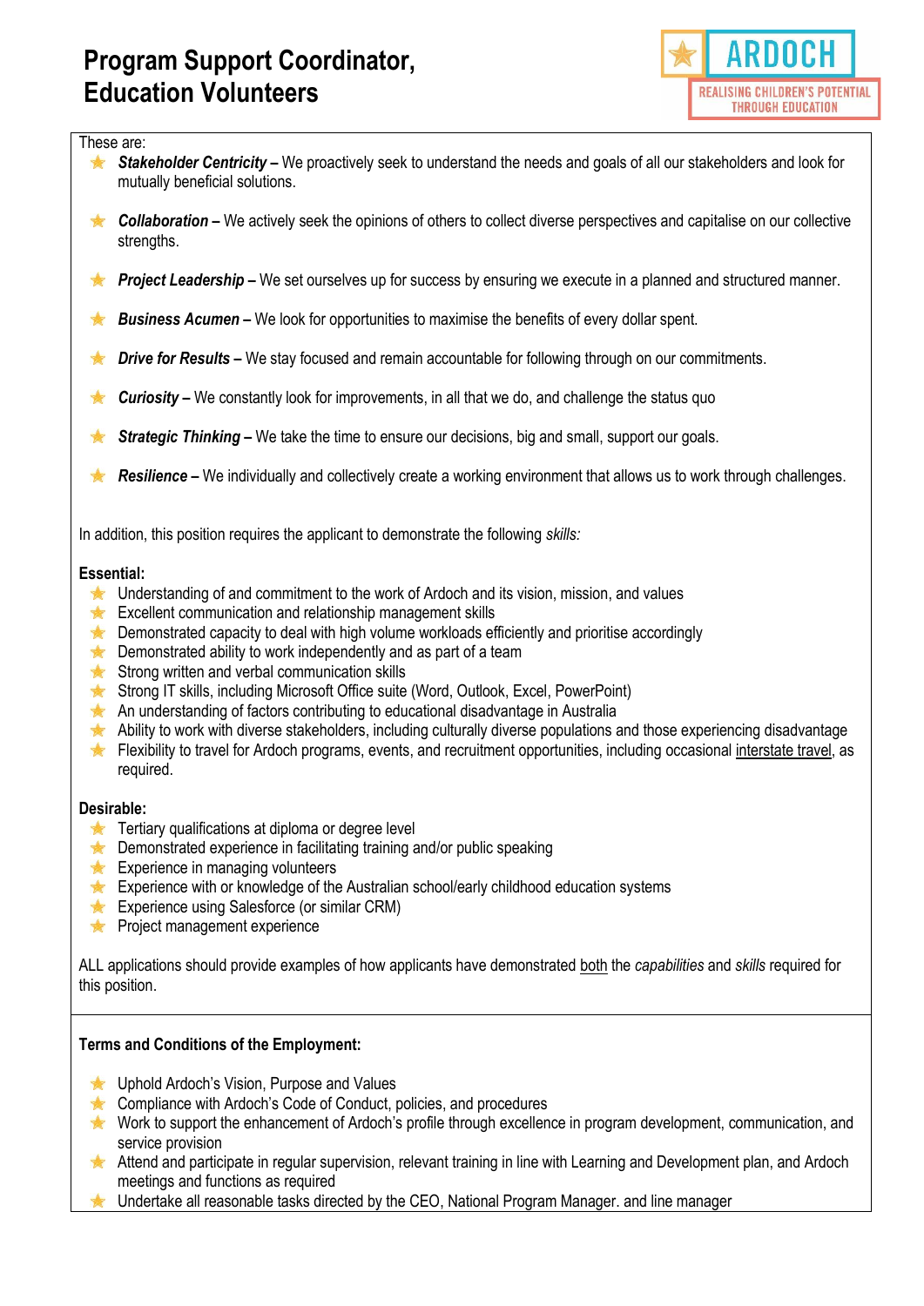# Program Support Coordinator, Education Volunteers

These are:

- ***Stakeholder Centricity –*** We proactively seek to understand the needs and goals of all our stakeholders and look for mutually beneficial solutions.
- ***Collaboration –*** We actively seek the opinions of others to collect diverse perspectives and capitalise on our collective strengths.
- ***Project Leadership –*** We set ourselves up for success by ensuring we execute in a planned and structured manner.
- ***Business Acumen –*** We look for opportunities to maximise the benefits of every dollar spent.
- ***Drive for Results –*** We stay focused and remain accountable for following through on our commitments.
- ***Curiosity –*** We constantly look for improvements, in all that we do, and challenge the status quo
- ***Strategic Thinking –*** We take the time to ensure our decisions, big and small, support our goals.
- ***Resilience –*** We individually and collectively create a working environment that allows us to work through challenges.

In addition, this position requires the applicant to demonstrate the following *skills:*

**Essential:**

- Understanding of and commitment to the work of Ardoch and its vision, mission, and values
- Excellent communication and relationship management skills
- Demonstrated capacity to deal with high volume workloads efficiently and prioritise accordingly
- Demonstrated ability to work independently and as part of a team
- Strong written and verbal communication skills
- Strong IT skills, including Microsoft Office suite (Word, Outlook, Excel, PowerPoint)
- An understanding of factors contributing to educational disadvantage in Australia
- Ability to work with diverse stakeholders, including culturally diverse populations and those experiencing disadvantage
- Flexibility to travel for Ardoch programs, events, and recruitment opportunities, including occasional <u>interstate travel</u>, as required.

**Desirable:**

- Tertiary qualifications at diploma or degree level
- Demonstrated experience in facilitating training and/or public speaking
- Experience in managing volunteers
- Experience with or knowledge of the Australian school/early childhood education systems
- Experience using Salesforce (or similar CRM)
- Project management experience

ALL applications should provide examples of how applicants have demonstrated <u>both</u> the *capabilities* and *skills* required for this position.

**Terms and Conditions of the Employment:**

- Uphold Ardoch's Vision, Purpose and Values
- Compliance with Ardoch's Code of Conduct, policies, and procedures
- Work to support the enhancement of Ardoch's profile through excellence in program development, communication, and service provision
- Attend and participate in regular supervision, relevant training in line with Learning and Development plan, and Ardoch meetings and functions as required
- Undertake all reasonable tasks directed by the CEO, National Program Manager. and line manager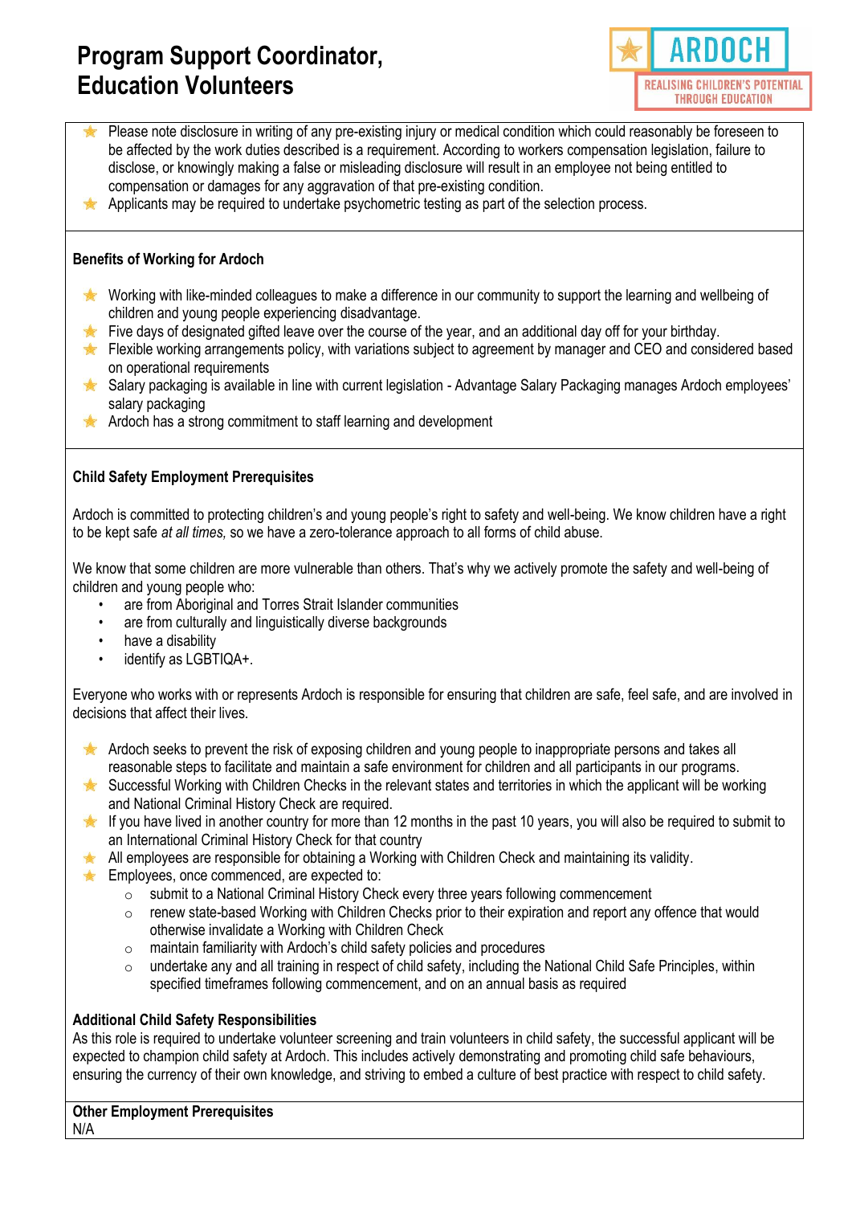- Please note disclosure in writing of any pre-existing injury or medical condition which could reasonably be foreseen to be affected by the work duties described is a requirement. According to workers compensation legislation, failure to disclose, or knowingly making a false or misleading disclosure will result in an employee not being entitled to compensation or damages for any aggravation of that pre-existing condition.
- Applicants may be required to undertake psychometric testing as part of the selection process.

**Benefits of Working for Ardoch**

- Working with like-minded colleagues to make a difference in our community to support the learning and wellbeing of children and young people experiencing disadvantage.
- Five days of designated gifted leave over the course of the year, and an additional day off for your birthday.
- Flexible working arrangements policy, with variations subject to agreement by manager and CEO and considered based on operational requirements
- Salary packaging is available in line with current legislation - Advantage Salary Packaging manages Ardoch employees' salary packaging
- Ardoch has a strong commitment to staff learning and development

**Child Safety Employment Prerequisites**

Ardoch is committed to protecting children's and young people's right to safety and well-being. We know children have a right to be kept safe *at all times,* so we have a zero-tolerance approach to all forms of child abuse.

We know that some children are more vulnerable than others. That's why we actively promote the safety and well-being of children and young people who:

- are from Aboriginal and Torres Strait Islander communities
- are from culturally and linguistically diverse backgrounds
- have a disability
- identify as LGBTIQA+.

Everyone who works with or represents Ardoch is responsible for ensuring that children are safe, feel safe, and are involved in decisions that affect their lives.

- Ardoch seeks to prevent the risk of exposing children and young people to inappropriate persons and takes all reasonable steps to facilitate and maintain a safe environment for children and all participants in our programs.
- Successful Working with Children Checks in the relevant states and territories in which the applicant will be working and National Criminal History Check are required.
- If you have lived in another country for more than 12 months in the past 10 years, you will also be required to submit to an International Criminal History Check for that country
- All employees are responsible for obtaining a Working with Children Check and maintaining its validity.
- Employees, once commenced, are expected to:
  - submit to a National Criminal History Check every three years following commencement
  - renew state-based Working with Children Checks prior to their expiration and report any offence that would otherwise invalidate a Working with Children Check
  - maintain familiarity with Ardoch's child safety policies and procedures
  - undertake any and all training in respect of child safety, including the National Child Safe Principles, within specified timeframes following commencement, and on an annual basis as required

**Additional Child Safety Responsibilities**

As this role is required to undertake volunteer screening and train volunteers in child safety, the successful applicant will be expected to champion child safety at Ardoch. This includes actively demonstrating and promoting child safe behaviours, ensuring the currency of their own knowledge, and striving to embed a culture of best practice with respect to child safety.

**Other Employment Prerequisites**

N/A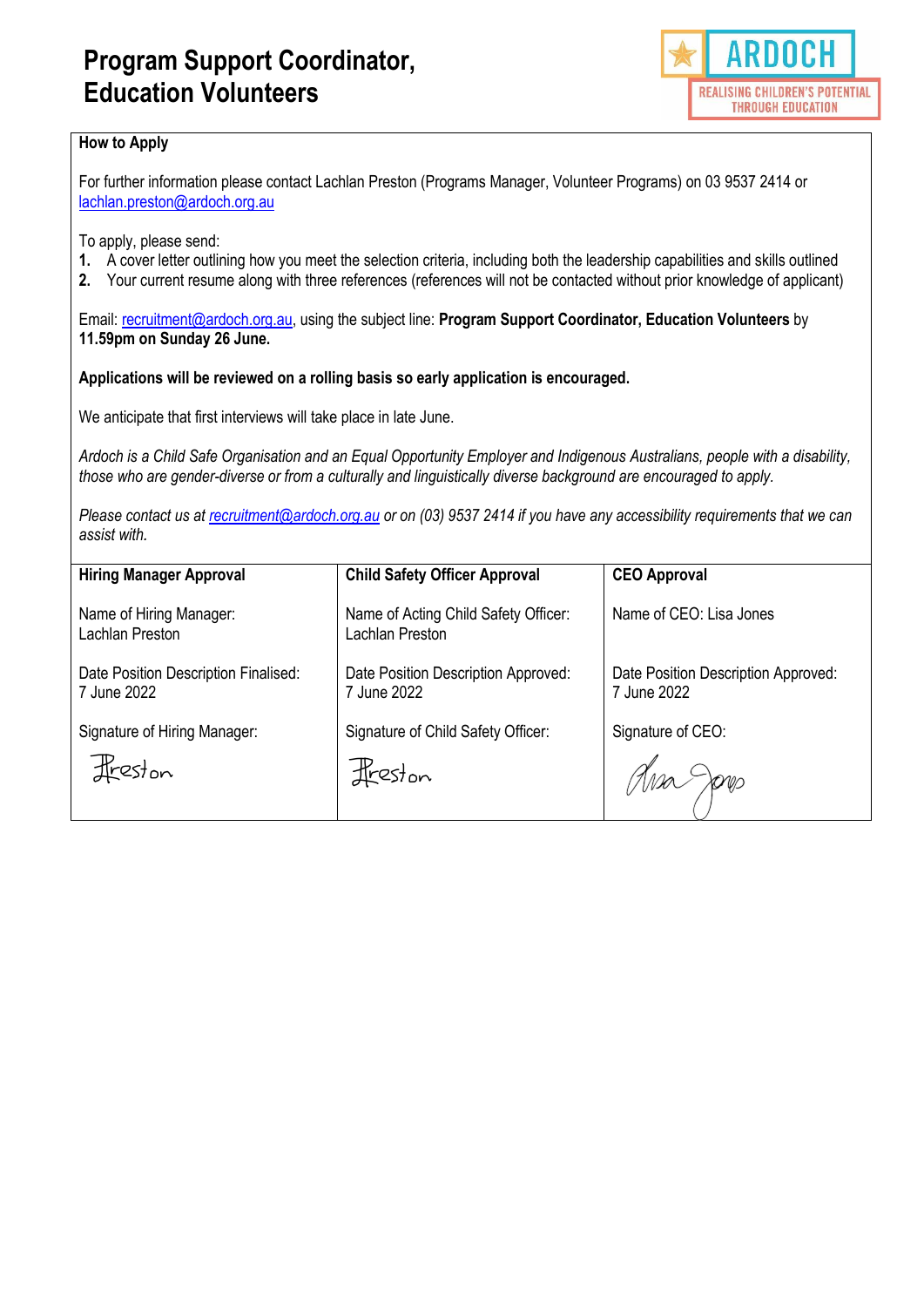# Program Support Coordinator, Education Volunteers

ARDOCH
REALISING CHILDREN'S POTENTIAL THROUGH EDUCATION

**How to Apply**

For further information please contact Lachlan Preston (Programs Manager, Volunteer Programs) on 03 9537 2414 or lachlan.preston@ardoch.org.au

To apply, please send:

1. A cover letter outlining how you meet the selection criteria, including both the leadership capabilities and skills outlined
2. Your current resume along with three references (references will not be contacted without prior knowledge of applicant)

Email: recruitment@ardoch.org.au, using the subject line: **Program Support Coordinator, Education Volunteers** by **11.59pm on Sunday 26 June.**

**Applications will be reviewed on a rolling basis so early application is encouraged.**

We anticipate that first interviews will take place in late June.

*Ardoch is a Child Safe Organisation and an Equal Opportunity Employer and Indigenous Australians, people with a disability, those who are gender-diverse or from a culturally and linguistically diverse background are encouraged to apply.*

*Please contact us at recruitment@ardoch.org.au or on (03) 9537 2414 if you have any accessibility requirements that we can assist with.*

| **Hiring Manager Approval** | **Child Safety Officer Approval** | **CEO Approval** |
|---|---|---|
| Name of Hiring Manager: Lachlan Preston | Name of Acting Child Safety Officer: Lachlan Preston | Name of CEO: Lisa Jones |
| Date Position Description Finalised: 7 June 2022 | Date Position Description Approved: 7 June 2022 | Date Position Description Approved: 7 June 2022 |
| Signature of Hiring Manager: LPreston | Signature of Child Safety Officer: LPreston | Signature of CEO: Lisa Jones |